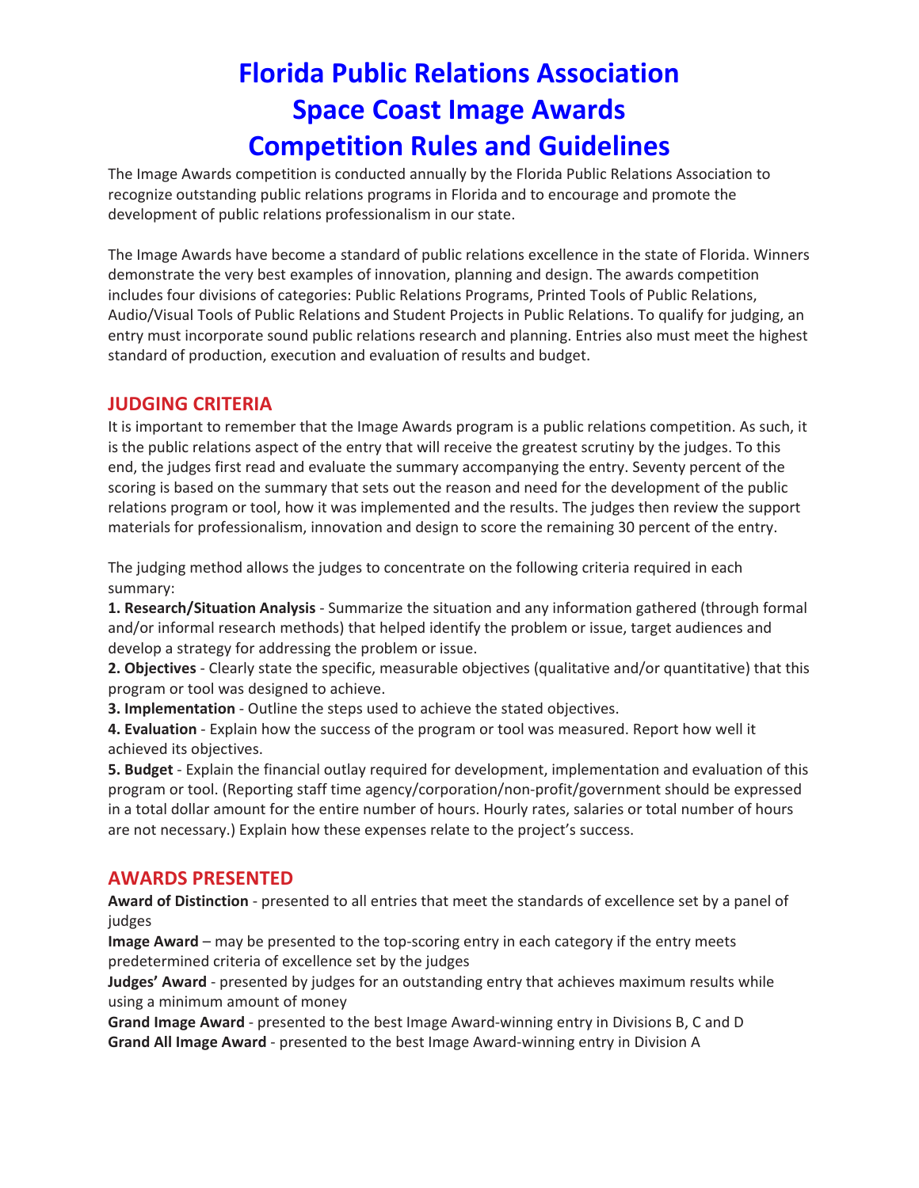# Florida Public Relations Association
# Space Coast Image Awards
# Competition Rules and Guidelines

The Image Awards competition is conducted annually by the Florida Public Relations Association to recognize outstanding public relations programs in Florida and to encourage and promote the development of public relations professionalism in our state.

The Image Awards have become a standard of public relations excellence in the state of Florida. Winners demonstrate the very best examples of innovation, planning and design. The awards competition includes four divisions of categories: Public Relations Programs, Printed Tools of Public Relations, Audio/Visual Tools of Public Relations and Student Projects in Public Relations. To qualify for judging, an entry must incorporate sound public relations research and planning. Entries also must meet the highest standard of production, execution and evaluation of results and budget.

## JUDGING CRITERIA

It is important to remember that the Image Awards program is a public relations competition. As such, it is the public relations aspect of the entry that will receive the greatest scrutiny by the judges. To this end, the judges first read and evaluate the summary accompanying the entry. Seventy percent of the scoring is based on the summary that sets out the reason and need for the development of the public relations program or tool, how it was implemented and the results. The judges then review the support materials for professionalism, innovation and design to score the remaining 30 percent of the entry.

The judging method allows the judges to concentrate on the following criteria required in each summary:

**1. Research/Situation Analysis** - Summarize the situation and any information gathered (through formal and/or informal research methods) that helped identify the problem or issue, target audiences and develop a strategy for addressing the problem or issue.

**2. Objectives** - Clearly state the specific, measurable objectives (qualitative and/or quantitative) that this program or tool was designed to achieve.

**3. Implementation** - Outline the steps used to achieve the stated objectives.

**4. Evaluation** - Explain how the success of the program or tool was measured. Report how well it achieved its objectives.

**5. Budget** - Explain the financial outlay required for development, implementation and evaluation of this program or tool. (Reporting staff time agency/corporation/non-profit/government should be expressed in a total dollar amount for the entire number of hours. Hourly rates, salaries or total number of hours are not necessary.) Explain how these expenses relate to the project's success.

## AWARDS PRESENTED

**Award of Distinction** - presented to all entries that meet the standards of excellence set by a panel of judges

**Image Award** – may be presented to the top-scoring entry in each category if the entry meets predetermined criteria of excellence set by the judges

**Judges' Award** - presented by judges for an outstanding entry that achieves maximum results while using a minimum amount of money

**Grand Image Award** - presented to the best Image Award-winning entry in Divisions B, C and D

**Grand All Image Award** - presented to the best Image Award-winning entry in Division A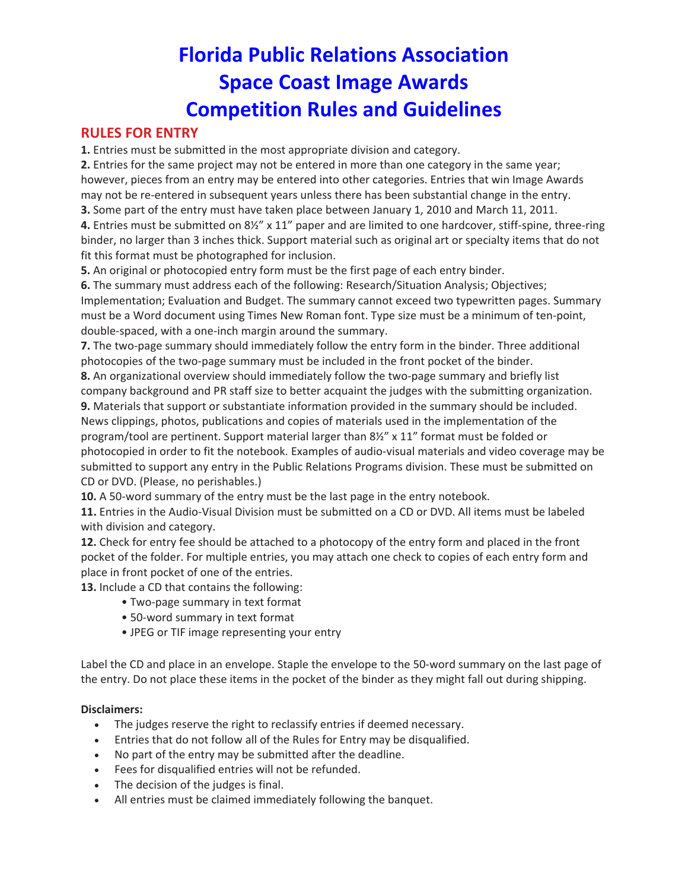# Florida Public Relations Association
# Space Coast Image Awards
# Competition Rules and Guidelines

## RULES FOR ENTRY

**1.** Entries must be submitted in the most appropriate division and category.
**2.** Entries for the same project may not be entered in more than one category in the same year; however, pieces from an entry may be entered into other categories. Entries that win Image Awards may not be re-entered in subsequent years unless there has been substantial change in the entry.
**3.** Some part of the entry must have taken place between January 1, 2010 and March 11, 2011.
**4.** Entries must be submitted on 8½" x 11" paper and are limited to one hardcover, stiff-spine, three-ring binder, no larger than 3 inches thick. Support material such as original art or specialty items that do not fit this format must be photographed for inclusion.
**5.** An original or photocopied entry form must be the first page of each entry binder.
**6.** The summary must address each of the following: Research/Situation Analysis; Objectives; Implementation; Evaluation and Budget. The summary cannot exceed two typewritten pages. Summary must be a Word document using Times New Roman font. Type size must be a minimum of ten-point, double-spaced, with a one-inch margin around the summary.
**7.** The two-page summary should immediately follow the entry form in the binder. Three additional photocopies of the two-page summary must be included in the front pocket of the binder.
**8.** An organizational overview should immediately follow the two-page summary and briefly list company background and PR staff size to better acquaint the judges with the submitting organization.
**9.** Materials that support or substantiate information provided in the summary should be included. News clippings, photos, publications and copies of materials used in the implementation of the program/tool are pertinent. Support material larger than 8½" x 11" format must be folded or photocopied in order to fit the notebook. Examples of audio-visual materials and video coverage may be submitted to support any entry in the Public Relations Programs division. These must be submitted on CD or DVD. (Please, no perishables.)
**10.** A 50-word summary of the entry must be the last page in the entry notebook.
**11.** Entries in the Audio-Visual Division must be submitted on a CD or DVD. All items must be labeled with division and category.
**12.** Check for entry fee should be attached to a photocopy of the entry form and placed in the front pocket of the folder. For multiple entries, you may attach one check to copies of each entry form and place in front pocket of one of the entries.
**13.** Include a CD that contains the following:

- Two-page summary in text format
- 50-word summary in text format
- JPEG or TIF image representing your entry

Label the CD and place in an envelope. Staple the envelope to the 50-word summary on the last page of the entry. Do not place these items in the pocket of the binder as they might fall out during shipping.

**Disclaimers:**

- The judges reserve the right to reclassify entries if deemed necessary.
- Entries that do not follow all of the Rules for Entry may be disqualified.
- No part of the entry may be submitted after the deadline.
- Fees for disqualified entries will not be refunded.
- The decision of the judges is final.
- All entries must be claimed immediately following the banquet.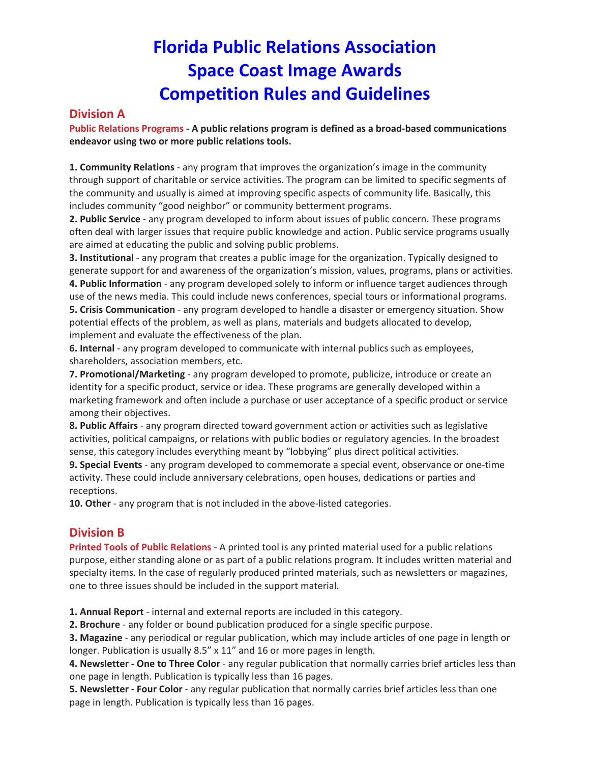# Florida Public Relations Association
# Space Coast Image Awards
# Competition Rules and Guidelines

## Division A

**Public Relations Programs - A public relations program is defined as a broad-based communications endeavor using two or more public relations tools.**

**1. Community Relations** - any program that improves the organization's image in the community through support of charitable or service activities. The program can be limited to specific segments of the community and usually is aimed at improving specific aspects of community life. Basically, this includes community "good neighbor" or community betterment programs.
**2. Public Service** - any program developed to inform about issues of public concern. These programs often deal with larger issues that require public knowledge and action. Public service programs usually are aimed at educating the public and solving public problems.
**3. Institutional** - any program that creates a public image for the organization. Typically designed to generate support for and awareness of the organization's mission, values, programs, plans or activities.
**4. Public Information** - any program developed solely to inform or influence target audiences through use of the news media. This could include news conferences, special tours or informational programs.
**5. Crisis Communication** - any program developed to handle a disaster or emergency situation. Show potential effects of the problem, as well as plans, materials and budgets allocated to develop, implement and evaluate the effectiveness of the plan.
**6. Internal** - any program developed to communicate with internal publics such as employees, shareholders, association members, etc.
**7. Promotional/Marketing** - any program developed to promote, publicize, introduce or create an identity for a specific product, service or idea. These programs are generally developed within a marketing framework and often include a purchase or user acceptance of a specific product or service among their objectives.
**8. Public Affairs** - any program directed toward government action or activities such as legislative activities, political campaigns, or relations with public bodies or regulatory agencies. In the broadest sense, this category includes everything meant by "lobbying" plus direct political activities.
**9. Special Events** - any program developed to commemorate a special event, observance or one-time activity. These could include anniversary celebrations, open houses, dedications or parties and receptions.
**10. Other** - any program that is not included in the above-listed categories.

## Division B

**Printed Tools of Public Relations** - A printed tool is any printed material used for a public relations purpose, either standing alone or as part of a public relations program. It includes written material and specialty items. In the case of regularly produced printed materials, such as newsletters or magazines, one to three issues should be included in the support material.

**1. Annual Report** - internal and external reports are included in this category.
**2. Brochure** - any folder or bound publication produced for a single specific purpose.
**3. Magazine** - any periodical or regular publication, which may include articles of one page in length or longer. Publication is usually 8.5" x 11" and 16 or more pages in length.
**4. Newsletter - One to Three Color** - any regular publication that normally carries brief articles less than one page in length. Publication is typically less than 16 pages.
**5. Newsletter - Four Color** - any regular publication that normally carries brief articles less than one page in length. Publication is typically less than 16 pages.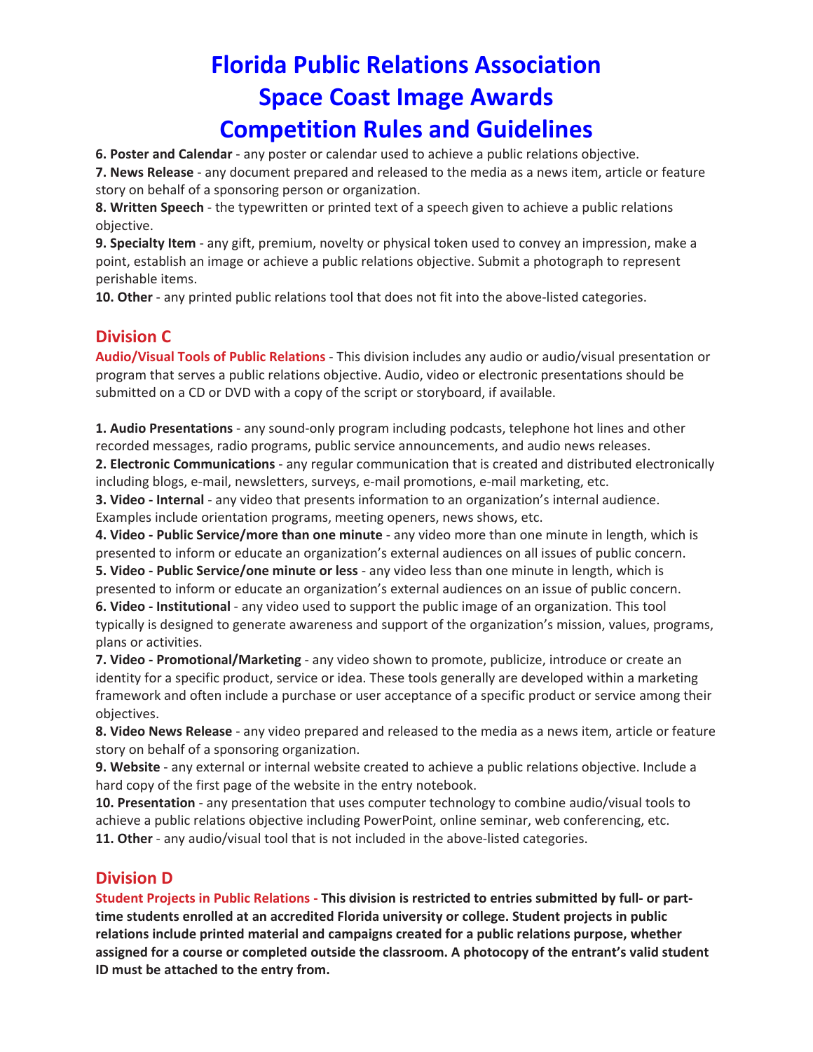# Florida Public Relations Association
# Space Coast Image Awards
# Competition Rules and Guidelines

**6. Poster and Calendar** - any poster or calendar used to achieve a public relations objective.
**7. News Release** - any document prepared and released to the media as a news item, article or feature story on behalf of a sponsoring person or organization.
**8. Written Speech** - the typewritten or printed text of a speech given to achieve a public relations objective.
**9. Specialty Item** - any gift, premium, novelty or physical token used to convey an impression, make a point, establish an image or achieve a public relations objective. Submit a photograph to represent perishable items.
**10. Other** - any printed public relations tool that does not fit into the above-listed categories.

## Division C

**Audio/Visual Tools of Public Relations** - This division includes any audio or audio/visual presentation or program that serves a public relations objective. Audio, video or electronic presentations should be submitted on a CD or DVD with a copy of the script or storyboard, if available.

**1. Audio Presentations** - any sound-only program including podcasts, telephone hot lines and other recorded messages, radio programs, public service announcements, and audio news releases.
**2. Electronic Communications** - any regular communication that is created and distributed electronically including blogs, e-mail, newsletters, surveys, e-mail promotions, e-mail marketing, etc.
**3. Video - Internal** - any video that presents information to an organization's internal audience. Examples include orientation programs, meeting openers, news shows, etc.
**4. Video - Public Service/more than one minute** - any video more than one minute in length, which is presented to inform or educate an organization's external audiences on all issues of public concern.
**5. Video - Public Service/one minute or less** - any video less than one minute in length, which is presented to inform or educate an organization's external audiences on an issue of public concern.
**6. Video - Institutional** - any video used to support the public image of an organization. This tool typically is designed to generate awareness and support of the organization's mission, values, programs, plans or activities.
**7. Video - Promotional/Marketing** - any video shown to promote, publicize, introduce or create an identity for a specific product, service or idea. These tools generally are developed within a marketing framework and often include a purchase or user acceptance of a specific product or service among their objectives.
**8. Video News Release** - any video prepared and released to the media as a news item, article or feature story on behalf of a sponsoring organization.
**9. Website** - any external or internal website created to achieve a public relations objective. Include a hard copy of the first page of the website in the entry notebook.
**10. Presentation** - any presentation that uses computer technology to combine audio/visual tools to achieve a public relations objective including PowerPoint, online seminar, web conferencing, etc.
**11. Other** - any audio/visual tool that is not included in the above-listed categories.

## Division D

**Student Projects in Public Relations - This division is restricted to entries submitted by full- or part-time students enrolled at an accredited Florida university or college. Student projects in public relations include printed material and campaigns created for a public relations purpose, whether assigned for a course or completed outside the classroom. A photocopy of the entrant's valid student ID must be attached to the entry from.**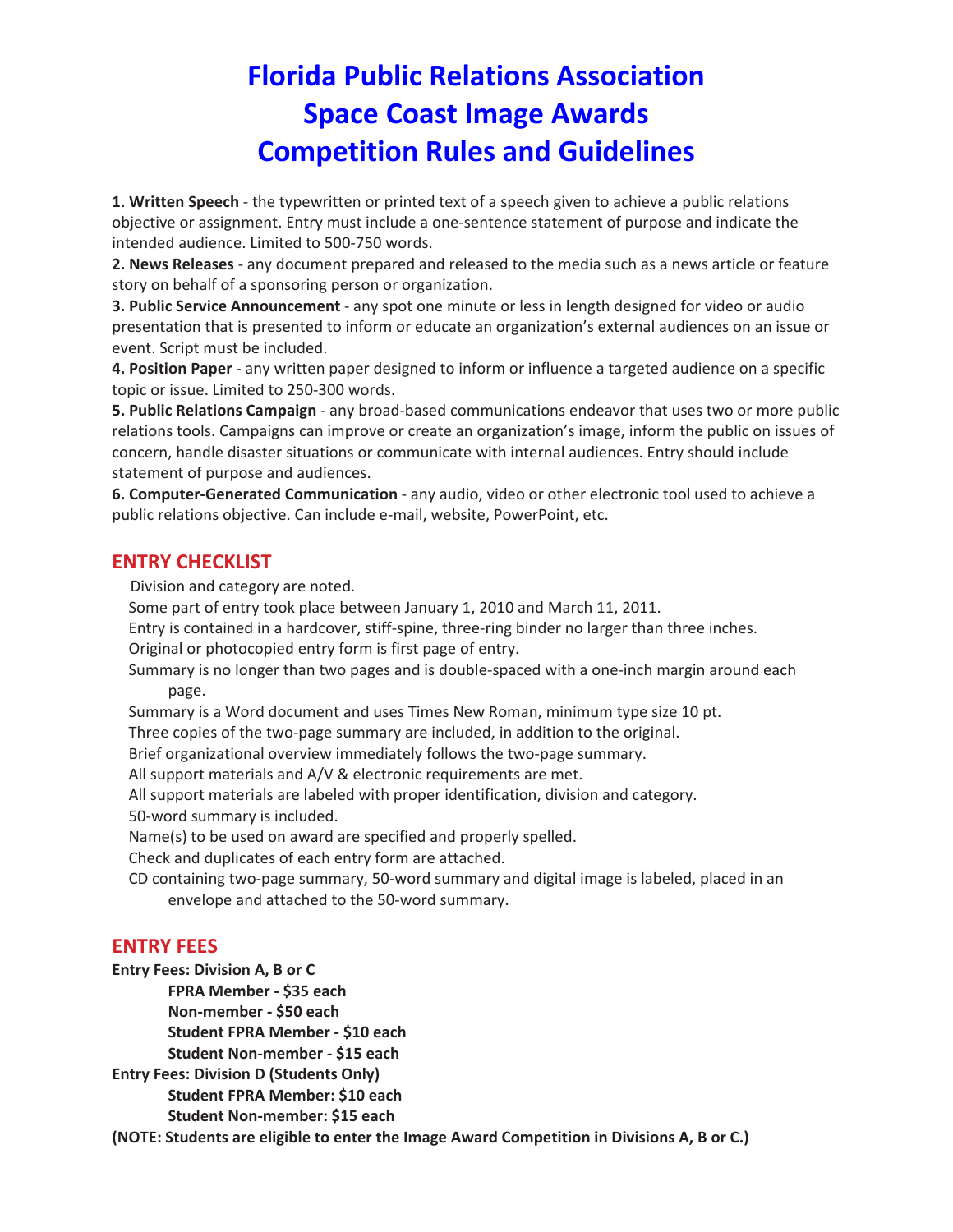# Florida Public Relations Association Space Coast Image Awards Competition Rules and Guidelines

**1. Written Speech** - the typewritten or printed text of a speech given to achieve a public relations objective or assignment. Entry must include a one-sentence statement of purpose and indicate the intended audience. Limited to 500-750 words.

**2. News Releases** - any document prepared and released to the media such as a news article or feature story on behalf of a sponsoring person or organization.

**3. Public Service Announcement** - any spot one minute or less in length designed for video or audio presentation that is presented to inform or educate an organization's external audiences on an issue or event. Script must be included.

**4. Position Paper** - any written paper designed to inform or influence a targeted audience on a specific topic or issue. Limited to 250-300 words.

**5. Public Relations Campaign** - any broad-based communications endeavor that uses two or more public relations tools. Campaigns can improve or create an organization's image, inform the public on issues of concern, handle disaster situations or communicate with internal audiences. Entry should include statement of purpose and audiences.

**6. Computer-Generated Communication** - any audio, video or other electronic tool used to achieve a public relations objective. Can include e-mail, website, PowerPoint, etc.

## ENTRY CHECKLIST

- Division and category are noted.
- Some part of entry took place between January 1, 2010 and March 11, 2011.
- Entry is contained in a hardcover, stiff-spine, three-ring binder no larger than three inches.
- Original or photocopied entry form is first page of entry.
- Summary is no longer than two pages and is double-spaced with a one-inch margin around each page.
- Summary is a Word document and uses Times New Roman, minimum type size 10 pt.
- Three copies of the two-page summary are included, in addition to the original.
- Brief organizational overview immediately follows the two-page summary.
- All support materials and A/V & electronic requirements are met.
- All support materials are labeled with proper identification, division and category.
- 50-word summary is included.
- Name(s) to be used on award are specified and properly spelled.
- Check and duplicates of each entry form are attached.
- CD containing two-page summary, 50-word summary and digital image is labeled, placed in an envelope and attached to the 50-word summary.

## ENTRY FEES

**Entry Fees: Division A, B or C**

- **FPRA Member - $35 each**
- **Non-member - $50 each**
- **Student FPRA Member - $10 each**
- **Student Non-member - $15 each**

**Entry Fees: Division D (Students Only)**

- **Student FPRA Member: $10 each**
- **Student Non-member: $15 each**

**(NOTE: Students are eligible to enter the Image Award Competition in Divisions A, B or C.)**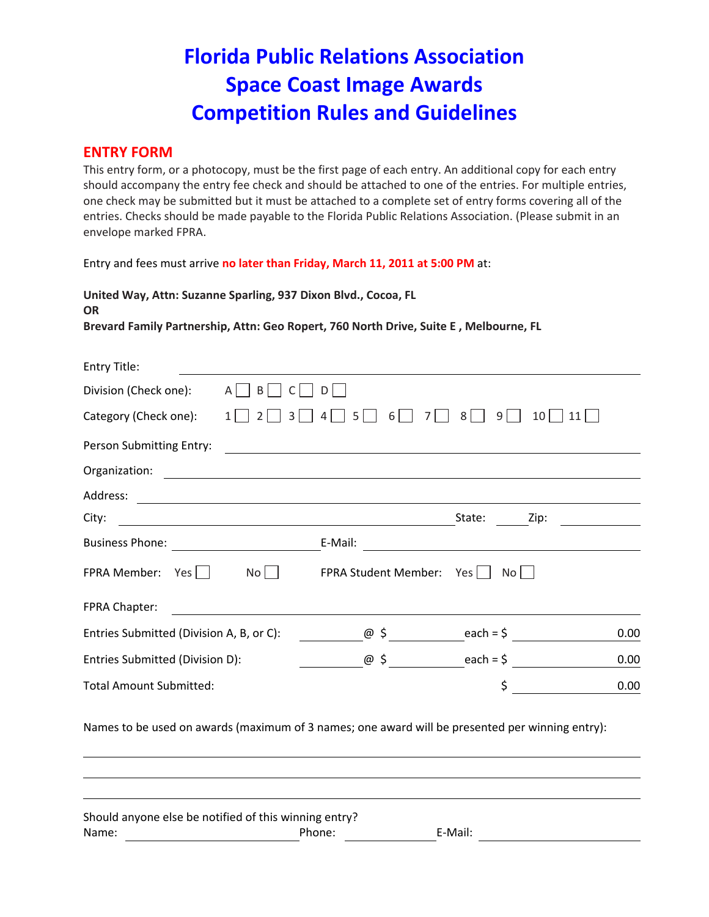# Florida Public Relations Association
# Space Coast Image Awards
# Competition Rules and Guidelines

## ENTRY FORM

This entry form, or a photocopy, must be the first page of each entry. An additional copy for each entry should accompany the entry fee check and should be attached to one of the entries. For multiple entries, one check may be submitted but it must be attached to a complete set of entry forms covering all of the entries. Checks should be made payable to the Florida Public Relations Association. (Please submit in an envelope marked FPRA.

Entry and fees must arrive **no later than Friday, March 11, 2011 at 5:00 PM** at:

**United Way, Attn: Suzanne Sparling, 937 Dixon Blvd., Cocoa, FL**
**OR**
**Brevard Family Partnership, Attn: Geo Ropert, 760 North Drive, Suite E , Melbourne, FL**

Entry Title: ______________________________

Division (Check one): A ☐ B ☐ C ☐ D ☐

Category (Check one): 1 ☐ 2 ☐ 3 ☐ 4 ☐ 5 ☐ 6 ☐ 7 ☐ 8 ☐ 9 ☐ 10 ☐ 11 ☐

Person Submitting Entry: ______________________________

Organization: ______________________________

Address: ______________________________

City: ______________________________ State: ________ Zip: ________

Business Phone: ________________ E-Mail: ______________________________

FPRA Member: Yes ☐ No ☐ FPRA Student Member: Yes ☐ No ☐

FPRA Chapter: ______________________________

Entries Submitted (Division A, B, or C): ________ @ $ ________ each = $ 0.00

Entries Submitted (Division D): ________ @ $ ________ each = $ 0.00

Total Amount Submitted: $ 0.00

Names to be used on awards (maximum of 3 names; one award will be presented per winning entry):

______________________________

______________________________

______________________________

Should anyone else be notified of this winning entry?
Name: ________________ Phone: ________________ E-Mail: ________________